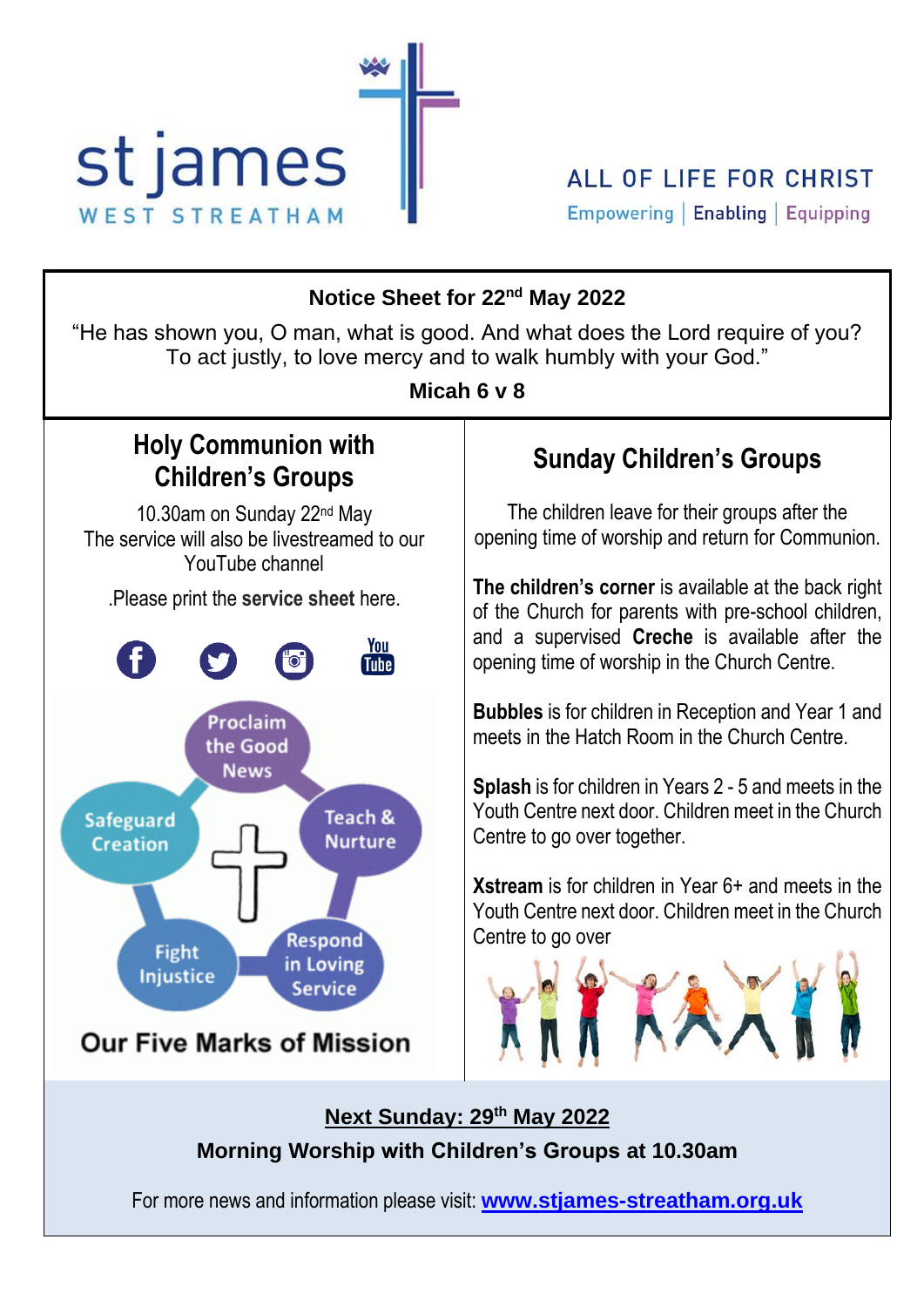st james
WEST STREATHAM

ALL OF LIFE FOR CHRIST

Empowering | Enabling | Equipping

**Notice Sheet for 22nd May 2022**

"He has shown you, O man, what is good. And what does the Lord require of you? To act justly, to love mercy and to walk humbly with your God."

**Micah 6 v 8**

## Holy Communion with Children's Groups

10.30am on Sunday 22nd May
The service will also be livestreamed to our YouTube channel

.Please print the **service sheet** here.

Proclaim the Good News

Teach & Nurture

Respond in Loving Service

Fight Injustice

Safeguard Creation

**Our Five Marks of Mission**

## Sunday Children's Groups

The children leave for their groups after the opening time of worship and return for Communion.

**The children's corner** is available at the back right of the Church for parents with pre-school children, and a supervised **Creche** is available after the opening time of worship in the Church Centre.

**Bubbles** is for children in Reception and Year 1 and meets in the Hatch Room in the Church Centre.

**Splash** is for children in Years 2 - 5 and meets in the Youth Centre next door. Children meet in the Church Centre to go over together.

**Xstream** is for children in Year 6+ and meets in the Youth Centre next door. Children meet in the Church Centre to go over

**Next Sunday: 29th May 2022**

**Morning Worship with Children's Groups at 10.30am**

For more news and information please visit: **www.stjames-streatham.org.uk**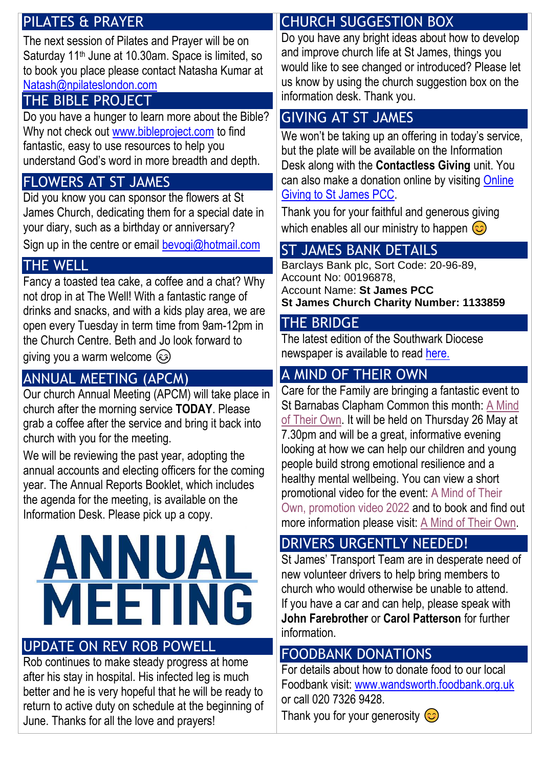## PILATES & PRAYER

The next session of Pilates and Prayer will be on Saturday 11th June at 10.30am. Space is limited, so to book you place please contact Natasha Kumar at Natash@npilateslondon.com

## THE BIBLE PROJECT

Do you have a hunger to learn more about the Bible? Why not check out www.bibleproject.com to find fantastic, easy to use resources to help you understand God's word in more breadth and depth.

## FLOWERS AT ST JAMES

Did you know you can sponsor the flowers at St James Church, dedicating them for a special date in your diary, such as a birthday or anniversary?

Sign up in the centre or email bevogi@hotmail.com

## THE WELL

Fancy a toasted tea cake, a coffee and a chat? Why not drop in at The Well! With a fantastic range of drinks and snacks, and with a kids play area, we are open every Tuesday in term time from 9am-12pm in the Church Centre. Beth and Jo look forward to giving you a warm welcome 😉

## ANNUAL MEETING (APCM)

Our church Annual Meeting (APCM) will take place in church after the morning service **TODAY**. Please grab a coffee after the service and bring it back into church with you for the meeting.

We will be reviewing the past year, adopting the annual accounts and electing officers for the coming year. The Annual Reports Booklet, which includes the agenda for the meeting, is available on the Information Desk. Please pick up a copy.

**ANNUAL MEETING**

## UPDATE ON REV ROB POWELL

Rob continues to make steady progress at home after his stay in hospital. His infected leg is much better and he is very hopeful that he will be ready to return to active duty on schedule at the beginning of June. Thanks for all the love and prayers!

## CHURCH SUGGESTION BOX

Do you have any bright ideas about how to develop and improve church life at St James, things you would like to see changed or introduced? Please let us know by using the church suggestion box on the information desk. Thank you.

## GIVING AT ST JAMES

We won't be taking up an offering in today's service, but the plate will be available on the Information Desk along with the **Contactless Giving** unit. You can also make a donation online by visiting Online Giving to St James PCC.

Thank you for your faithful and generous giving which enables all our ministry to happen 😊

## ST JAMES BANK DETAILS

Barclays Bank plc, Sort Code: 20-96-89,
Account No: 00196878,
Account Name: **St James PCC**
**St James Church Charity Number: 1133859**

## THE BRIDGE

The latest edition of the Southwark Diocese newspaper is available to read here.

## A MIND OF THEIR OWN

Care for the Family are bringing a fantastic event to St Barnabas Clapham Common this month: A Mind of Their Own. It will be held on Thursday 26 May at 7.30pm and will be a great, informative evening looking at how we can help our children and young people build strong emotional resilience and a healthy mental wellbeing. You can view a short promotional video for the event: A Mind of Their Own, promotion video 2022 and to book and find out more information please visit: A Mind of Their Own.

## DRIVERS URGENTLY NEEDED!

St James' Transport Team are in desperate need of new volunteer drivers to help bring members to church who would otherwise be unable to attend. If you have a car and can help, please speak with **John Farebrother** or **Carol Patterson** for further information.

## FOODBANK DONATIONS

For details about how to donate food to our local Foodbank visit: www.wandsworth.foodbank.org.uk or call 020 7326 9428.

Thank you for your generosity 😊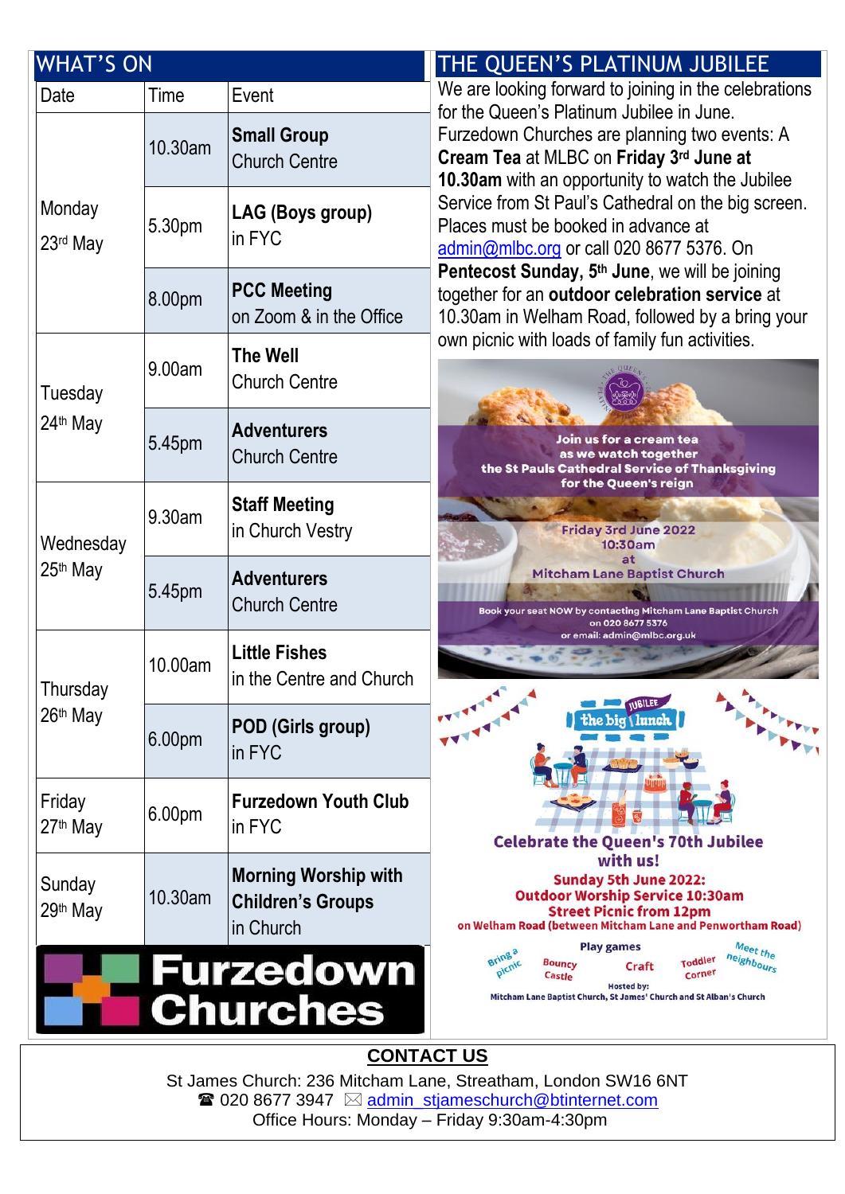## WHAT'S ON

| Date | Time | Event |
| --- | --- | --- |
| Monday 23rd May | 10.30am | **Small Group** Church Centre |
| | 5.30pm | **LAG (Boys group)** in FYC |
| | 8.00pm | **PCC Meeting** on Zoom & in the Office |
| Tuesday 24th May | 9.00am | **The Well** Church Centre |
| | 5.45pm | **Adventurers** Church Centre |
| Wednesday 25th May | 9.30am | **Staff Meeting** in Church Vestry |
| | 5.45pm | **Adventurers** Church Centre |
| Thursday 26th May | 10.00am | **Little Fishes** in the Centre and Church |
| | 6.00pm | **POD (Girls group)** in FYC |
| Friday 27th May | 6.00pm | **Furzedown Youth Club** in FYC |
| Sunday 29th May | 10.30am | **Morning Worship with Children's Groups** in Church |

**Furzedown Churches**

## THE QUEEN'S PLATINUM JUBILEE

We are looking forward to joining in the celebrations for the Queen's Platinum Jubilee in June. Furzedown Churches are planning two events: A **Cream Tea** at MLBC on **Friday 3rd June at 10.30am** with an opportunity to watch the Jubilee Service from St Paul's Cathedral on the big screen. Places must be booked in advance at admin@mlbc.org or call 020 8677 5376. On **Pentecost Sunday, 5th June**, we will be joining together for an **outdoor celebration service** at 10.30am in Welham Road, followed by a bring your own picnic with loads of family fun activities.

Join us for a cream tea as we watch together the St Pauls Cathedral Service of Thanksgiving for the Queen's reign

Friday 3rd June 2022
10:30am
at
Mitcham Lane Baptist Church

Book your seat NOW by contacting Mitcham Lane Baptist Church on 020 8677 5376 or email: admin@mlbc.org.uk

JUBILEE the big lunch

Celebrate the Queen's 70th Jubilee with us!

Sunday 5th June 2022:
Outdoor Worship Service 10:30am
Street Picnic from 12pm
on Welham Road (between Mitcham Lane and Penwortham Road)

Play games, Bring a picnic, Bouncy Castle, Craft, Toddler Corner, Meet the neighbours

Hosted by: Mitcham Lane Baptist Church, St James' Church and St Alban's Church

## CONTACT US

St James Church: 236 Mitcham Lane, Streatham, London SW16 6NT
☎ 020 8677 3947 ✉ admin_stjameschurch@btinternet.com
Office Hours: Monday – Friday 9:30am-4:30pm